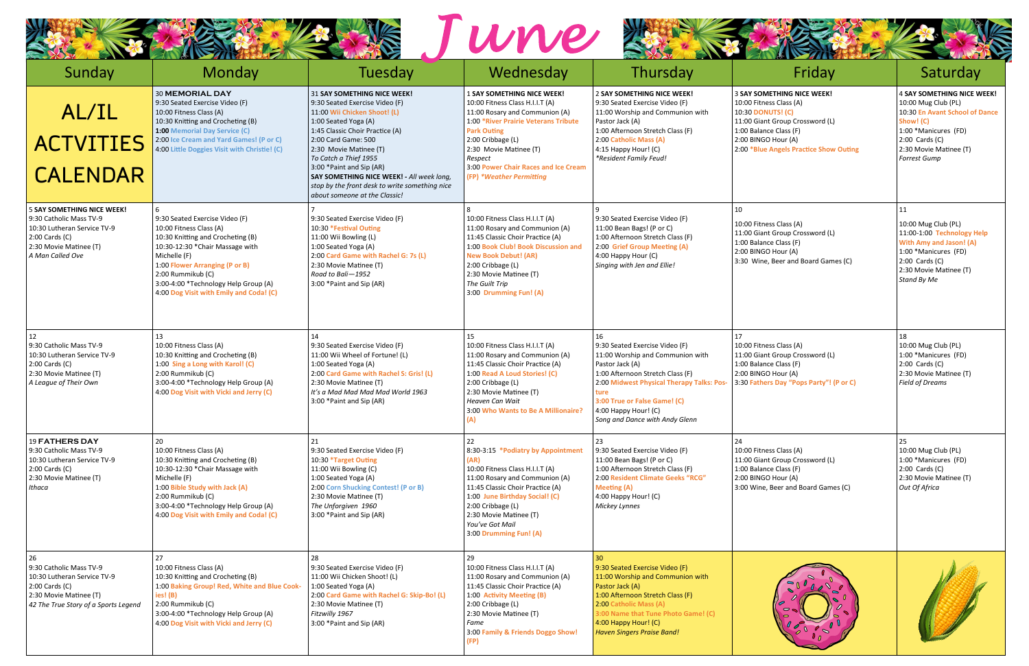# June

| Sunday | Monday | Tuesday | Wednesday | Thursday | Friday | Saturday |
|---|---|---|---|---|---|---|
| **AL/IL ACTVITIES CALENDAR** | 30 **MEMORIAL DAY**<br>9:30 Seated Exercise Video (F)<br>10:00 Fitness Class (A)<br>10:30 Knitting and Crocheting (B)<br>**1:00** Memorial Day Service (C)<br>2:00 Ice Cream and Yard Games! (P or C)<br>4:00 Little Doggies Visit with Christie! (C) | 31 **SAY SOMETHING NICE WEEK!**<br>9:30 Seated Exercise Video (F)<br>11:00 Wii Chicken Shoot! (L)<br>1:00 Seated Yoga (A)<br>1:45 Classic Choir Practice (A)<br>2:00 Card Game: 500<br>2:30 Movie Matinee (T)<br>*To Catch a Thief 1955*<br>3:00 *Paint and Sip (AR)<br>**SAY SOMETHING NICE WEEK!** - *All week long, stop by the front desk to write something nice about someone at the Classic!* | 1 **SAY SOMETHING NICE WEEK!**<br>10:00 Fitness Class H.I.I.T (A)<br>11:00 Rosary and Communion (A)<br>1:00 *River Prairie Veterans Tribute Park Outing<br>2:00 Cribbage (L)<br>2:30 Movie Matinee (T)<br>*Respect*<br>3:00 Power Chair Races and Ice Cream (FP) *Weather Permitting* | 2 **SAY SOMETHING NICE WEEK!**<br>9:30 Seated Exercise Video (F)<br>11:00 Worship and Communion with Pastor Jack (A)<br>1:00 Afternoon Stretch Class (F)<br>2:00 Catholic Mass (A)<br>4:15 Happy Hour! (C)<br>**Resident Family Feud!* | 3 **SAY SOMETHING NICE WEEK!**<br>10:00 Fitness Class (A)<br>10:30 DONUTS! (C)<br>11:00 Giant Group Crossword (L)<br>1:00 Balance Class (F)<br>2:00 BINGO Hour (A)<br>2:00 *Blue Angels Practice Show Outing | 4 **SAY SOMETHING NICE WEEK!**<br>10:00 Mug Club (PL)<br>10:30 En Avant School of Dance Show! (C)<br>1:00 *Manicures (FD)<br>2:00 Cards (C)<br>2:30 Movie Matinee (T)<br>*Forrest Gump* |
| 5 **SAY SOMETHING NICE WEEK!**<br>9:30 Catholic Mass TV-9<br>10:30 Lutheran Service TV-9<br>2:00 Cards (C)<br>2:30 Movie Matinee (T)<br>*A Man Called Ove* | 6<br>9:30 Seated Exercise Video (F)<br>10:00 Fitness Class (A)<br>10:30 Knitting and Crocheting (B)<br>10:30-12:30 *Chair Massage with Michelle (F)<br>1:00 Flower Arranging (P or B)<br>2:00 Rummikub (C)<br>3:00-4:00 *Technology Help Group (A)<br>4:00 Dog Visit with Emily and Coda! (C) | 7<br>9:30 Seated Exercise Video (F)<br>10:30 *Festival Outing<br>11:00 Wii Bowling (L)<br>1:00 Seated Yoga (A)<br>2:00 Card Game with Rachel G: 7s (L)<br>2:30 Movie Matinee (T)<br>*Road to Bali—1952*<br>3:00 *Paint and Sip (AR) | 8<br>10:00 Fitness Class H.I.I.T (A)<br>11:00 Rosary and Communion (A)<br>11:45 Classic Choir Practice (A)<br>1:00 Book Club! Book Discussion and New Book Debut! (AR)<br>2:00 Cribbage (L)<br>2:30 Movie Matinee (T)<br>*The Guilt Trip*<br>3:00 Drumming Fun! (A) | 9<br>9:30 Seated Exercise Video (F)<br>11:00 Bean Bags! (P or C)<br>1:00 Afternoon Stretch Class (F)<br>2:00 Grief Group Meeting (A)<br>4:00 Happy Hour (C)<br>*Singing with Jen and Ellie!* | 10<br>10:00 Fitness Class (A)<br>11:00 Giant Group Crossword (L)<br>1:00 Balance Class (F)<br>2:00 BINGO Hour (A)<br>3:30 Wine, Beer and Board Games (C) | 11<br>10:00 Mug Club (PL)<br>11:00-1:00 Technology Help With Amy and Jason! (A)<br>1:00 *Manicures (FD)<br>2:00 Cards (C)<br>2:30 Movie Matinee (T)<br>*Stand By Me* |
| 12<br>9:30 Catholic Mass TV-9<br>10:30 Lutheran Service TV-9<br>2:00 Cards (C)<br>2:30 Movie Matinee (T)<br>*A League of Their Own* | 13<br>10:00 Fitness Class (A)<br>10:30 Knitting and Crocheting (B)<br>1:00 Sing a Long with Karol! (C)<br>2:00 Rummikub (C)<br>3:00-4:00 *Technology Help Group (A)<br>4:00 Dog Visit with Vicki and Jerry (C) | 14<br>9:30 Seated Exercise Video (F)<br>11:00 Wii Wheel of Fortune! (L)<br>1:00 Seated Yoga (A)<br>2:00 Card Game with Rachel S: Gris! (L)<br>2:30 Movie Matinee (T)<br>*It's a Mad Mad Mad Mad World 1963*<br>3:00 *Paint and Sip (AR) | 15<br>10:00 Fitness Class H.I.I.T (A)<br>11:00 Rosary and Communion (A)<br>11:45 Classic Choir Practice (A)<br>1:00 Read A Loud Stories! (C)<br>2:00 Cribbage (L)<br>2:30 Movie Matinee (T)<br>*Heaven Can Wait*<br>3:00 Who Wants to Be A Millionaire? (A) | 16<br>9:30 Seated Exercise Video (F)<br>11:00 Worship and Communion with Pastor Jack (A)<br>1:00 Afternoon Stretch Class (F)<br>2:00 Midwest Physical Therapy Talks: Posture<br>3:00 True or False Game! (C)<br>4:00 Happy Hour! (C)<br>*Song and Dance with Andy Glenn* | 17<br>10:00 Fitness Class (A)<br>11:00 Giant Group Crossword (L)<br>1:00 Balance Class (F)<br>2:00 BINGO Hour (A)<br>3:30 Fathers Day "Pops Party"! (P or C) | 18<br>10:00 Mug Club (PL)<br>1:00 *Manicures (FD)<br>2:00 Cards (C)<br>2:30 Movie Matinee (T)<br>*Field of Dreams* |
| 19 **FATHERS DAY**<br>9:30 Catholic Mass TV-9<br>10:30 Lutheran Service TV-9<br>2:00 Cards (C)<br>2:30 Movie Matinee (T)<br>*Ithaca* | 20<br>10:00 Fitness Class (A)<br>10:30 Knitting and Crocheting (B)<br>10:30-12:30 *Chair Massage with Michelle (F)<br>1:00 Bible Study with Jack (A)<br>2:00 Rummikub (C)<br>3:00-4:00 *Technology Help Group (A)<br>4:00 Dog Visit with Emily and Coda! (C) | 21<br>9:30 Seated Exercise Video (F)<br>10:30 *Target Outing<br>11:00 Wii Bowling (C)<br>1:00 Seated Yoga (A)<br>2:00 Corn Shucking Contest! (P or B)<br>2:30 Movie Matinee (T)<br>*The Unforgiven 1960*<br>3:00 *Paint and Sip (AR) | 22<br>8:30-3:15 *Podiatry by Appointment (AR)<br>10:00 Fitness Class H.I.I.T (A)<br>11:00 Rosary and Communion (A)<br>11:45 Classic Choir Practice (A)<br>1:00 June Birthday Social! (C)<br>2:00 Cribbage (L)<br>2:30 Movie Matinee (T)<br>*You've Got Mail*<br>3:00 Drumming Fun! (A) | 23<br>9:30 Seated Exercise Video (F)<br>11:00 Bean Bags! (P or C)<br>1:00 Afternoon Stretch Class (F)<br>2:00 Resident Climate Geeks "RCG" Meeting (A)<br>4:00 Happy Hour! (C)<br>*Mickey Lynnes* | 24<br>10:00 Fitness Class (A)<br>11:00 Giant Group Crossword (L)<br>1:00 Balance Class (F)<br>2:00 BINGO Hour (A)<br>3:00 Wine, Beer and Board Games (C) | 25<br>10:00 Mug Club (PL)<br>1:00 *Manicures (FD)<br>2:00 Cards (C)<br>2:30 Movie Matinee (T)<br>*Out Of Africa* |
| 26<br>9:30 Catholic Mass TV-9<br>10:30 Lutheran Service TV-9<br>2:00 Cards (C)<br>2:30 Movie Matinee (T)<br>*42 The True Story of a Sports Legend* | 27<br>10:00 Fitness Class (A)<br>10:30 Knitting and Crocheting (B)<br>1:00 Baking Group! Red, White and Blue Cookies! (B)<br>2:00 Rummikub (C)<br>3:00-4:00 *Technology Help Group (A)<br>4:00 Dog Visit with Vicki and Jerry (C) | 28<br>9:30 Seated Exercise Video (F)<br>11:00 Wii Chicken Shoot! (L)<br>1:00 Seated Yoga (A)<br>2:00 Card Game with Rachel G: Skip-Bo! (L)<br>2:30 Movie Matinee (T)<br>*Fitzwilly 1967*<br>3:00 *Paint and Sip (AR) | 29<br>10:00 Fitness Class H.I.I.T (A)<br>11:00 Rosary and Communion (A)<br>11:45 Classic Choir Practice (A)<br>1:00 Activity Meeting (B)<br>2:00 Cribbage (L)<br>2:30 Movie Matinee (T)<br>*Fame*<br>3:00 Family & Friends Doggo Show! (FP) | 30<br>9:30 Seated Exercise Video (F)<br>11:00 Worship and Communion with Pastor Jack (A)<br>1:00 Afternoon Stretch Class (F)<br>2:00 Catholic Mass (A)<br>3:00 Name that Tune Photo Game! (C)<br>4:00 Happy Hour! (C)<br>*Haven Singers Praise Band!* | | |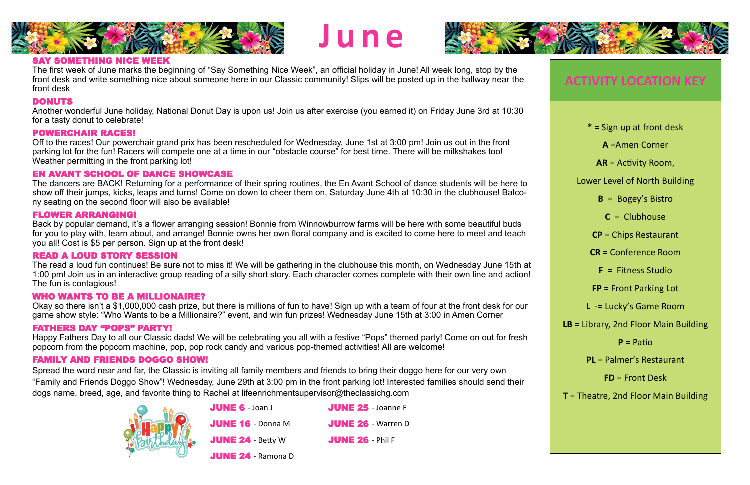# June

## SAY SOMETHING NICE WEEK

The first week of June marks the beginning of "Say Something Nice Week", an official holiday in June! All week long, stop by the front desk and write something nice about someone here in our Classic community! Slips will be posted up in the hallway near the front desk

## DONUTS

Another wonderful June holiday, National Donut Day is upon us! Join us after exercise (you earned it) on Friday June 3rd at 10:30 for a tasty donut to celebrate!

## POWERCHAIR RACES!

Off to the races! Our powerchair grand prix has been rescheduled for Wednesday, June 1st at 3:00 pm! Join us out in the front parking lot for the fun! Racers will compete one at a time in our "obstacle course" for best time. There will be milkshakes too! Weather permitting in the front parking lot!

## EN AVANT SCHOOL OF DANCE SHOWCASE

The dancers are BACK! Returning for a performance of their spring routines, the En Avant School of dance students will be here to show off their jumps, kicks, leaps and turns! Come on down to cheer them on, Saturday June 4th at 10:30 in the clubhouse! Balcony seating on the second floor will also be available!

## FLOWER ARRANGING!

Back by popular demand, it's a flower arranging session! Bonnie from Winnowburrow farms will be here with some beautiful buds for you to play with, learn about, and arrange! Bonnie owns her own floral company and is excited to come here to meet and teach you all! Cost is $5 per person. Sign up at the front desk!

## READ A LOUD STORY SESSION

The read a loud fun continues! Be sure not to miss it! We will be gathering in the clubhouse this month, on Wednesday June 15th at 1:00 pm! Join us in an interactive group reading of a silly short story. Each character comes complete with their own line and action! The fun is contagious!

## WHO WANTS TO BE A MILLIONAIRE?

Okay so there isn't a $1,000,000 cash prize, but there is millions of fun to have! Sign up with a team of four at the front desk for our game show style: "Who Wants to be a Millionaire?" event, and win fun prizes! Wednesday June 15th at 3:00 in Amen Corner

## FATHERS DAY "POPS" PARTY!

Happy Fathers Day to all our Classic dads! We will be celebrating you all with a festive "Pops" themed party! Come on out for fresh popcorn from the popcorn machine, pop, pop rock candy and various pop-themed activities! All are welcome!

## FAMILY AND FRIENDS DOGGO SHOW!

Spread the word near and far, the Classic is inviting all family members and friends to bring their doggo here for our very own "Family and Friends Doggo Show"! Wednesday, June 29th at 3:00 pm in the front parking lot! Interested families should send their dogs name, breed, age, and favorite thing to Rachel at lifeenrichmentsupervisor@theclassichg.com

**JUNE 6** - Joan J

**JUNE 16** - Donna M

**JUNE 24** - Betty W

**JUNE 24** - Ramona D

**JUNE 25** - Joanne F

**JUNE 26** - Warren D

**JUNE 26** - Phil F

## ACTIVITY LOCATION KEY

**\*** = Sign up at front desk

**A** =Amen Corner

**AR** = Activity Room, Lower Level of North Building

**B** = Bogey's Bistro

**C** = Clubhouse

**CP** = Chips Restaurant

**CR** = Conference Room

**F** = Fitness Studio

**FP** = Front Parking Lot

**L** -= Lucky's Game Room

**LB** = Library, 2nd Floor Main Building

**P** = Patio

**PL** = Palmer's Restaurant

**FD** = Front Desk

**T** = Theatre, 2nd Floor Main Building